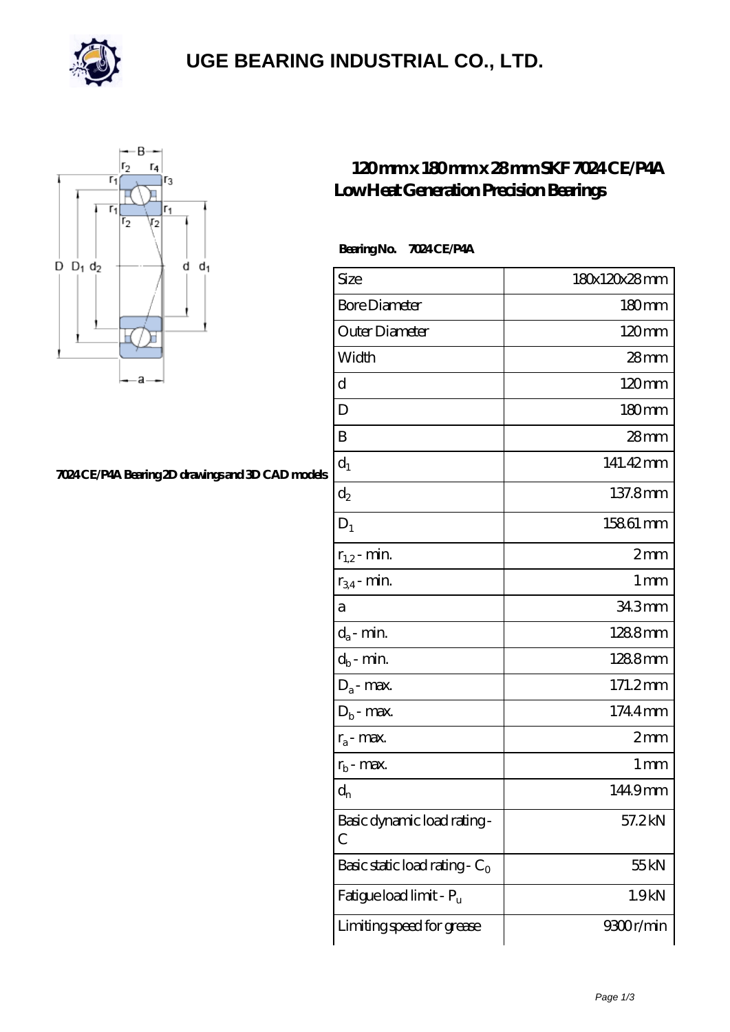# UGE BEARING INDUSTRIAL CO., LTD.

## 120 mm x 180 mm x 28 mm SKF 7024 CE/P4A Low Heat Generation Precision Bearings

7024 CE/P4A Bearing 2D drawings and 3D CAD models

**Bearing No.** 7024 CE/P4A

| | |
|---|---|
| Size | 180x120x28 mm |
| Bore Diameter | 180 mm |
| Outer Diameter | 120 mm |
| Width | 28 mm |
| d | 120 mm |
| D | 180 mm |
| B | 28 mm |
| $d_1$ | 141.42 mm |
| $d_2$ | 137.8 mm |
| $D_1$ | 158.61 mm |
| $r_{1,2}$ - min. | 2 mm |
| $r_{3,4}$ - min. | 1 mm |
| a | 34.3 mm |
| $d_a$ - min. | 128.8 mm |
| $d_b$ - min. | 128.8 mm |
| $D_a$ - max. | 171.2 mm |
| $D_b$ - max. | 174.4 mm |
| $r_a$ - max. | 2 mm |
| $r_b$ - max. | 1 mm |
| $d_n$ | 144.9 mm |
| Basic dynamic load rating - C | 57.2 kN |
| Basic static load rating - $C_0$ | 55 kN |
| Fatigue load limit - $P_u$ | 1.9 kN |
| Limiting speed for grease | 9300 r/min |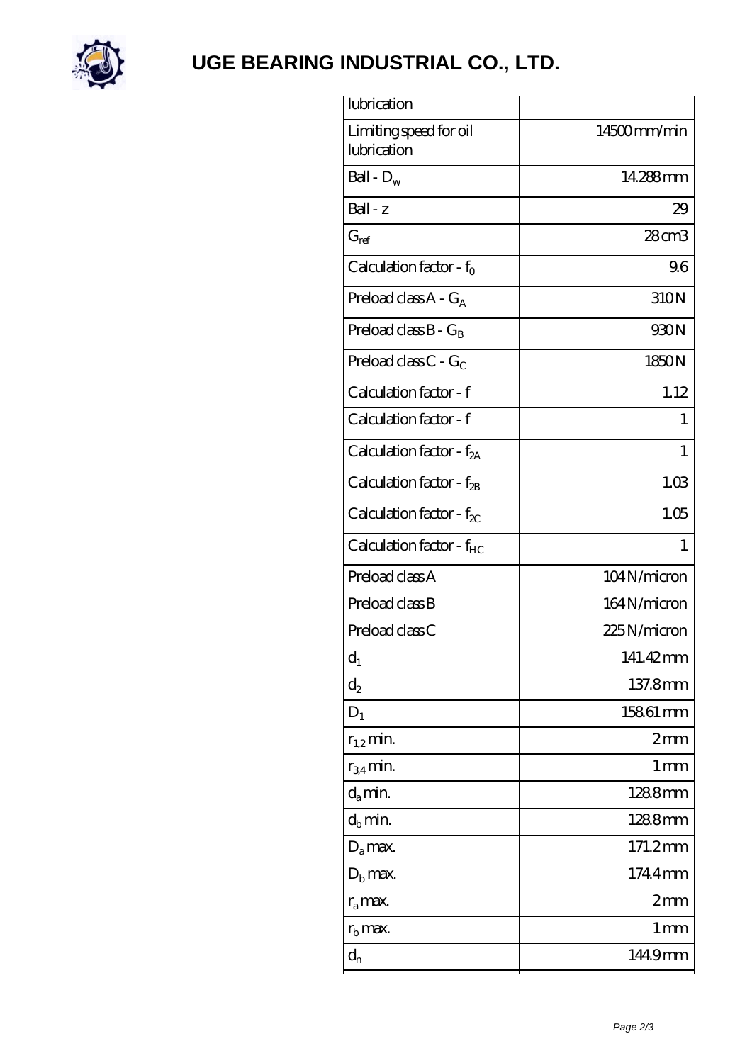| lubrication | |
|---|---|
| Limiting speed for oil lubrication | 14500 mm/min |
| Ball - $D_w$ | 14.288 mm |
| Ball - z | 29 |
| $G_{ref}$ | 28 cm3 |
| Calculation factor - $f_0$ | 9.6 |
| Preload class A - $G_A$ | 310 N |
| Preload class B - $G_B$ | 930 N |
| Preload class C - $G_C$ | 1850 N |
| Calculation factor - f | 1.12 |
| Calculation factor - f | 1 |
| Calculation factor - $f_{2A}$ | 1 |
| Calculation factor - $f_{2B}$ | 1.03 |
| Calculation factor - $f_{2C}$ | 1.05 |
| Calculation factor - $f_{HC}$ | 1 |
| Preload class A | 104 N/micron |
| Preload class B | 164 N/micron |
| Preload class C | 225 N/micron |
| $d_1$ | 141.42 mm |
| $d_2$ | 137.8 mm |
| $D_1$ | 158.61 mm |
| $r_{1,2}$ min. | 2 mm |
| $r_{3,4}$ min. | 1 mm |
| $d_a$ min. | 128.8 mm |
| $d_b$ min. | 128.8 mm |
| $D_a$ max. | 171.2 mm |
| $D_b$ max. | 174.4 mm |
| $r_a$ max. | 2 mm |
| $r_b$ max. | 1 mm |
| $d_n$ | 144.9 mm |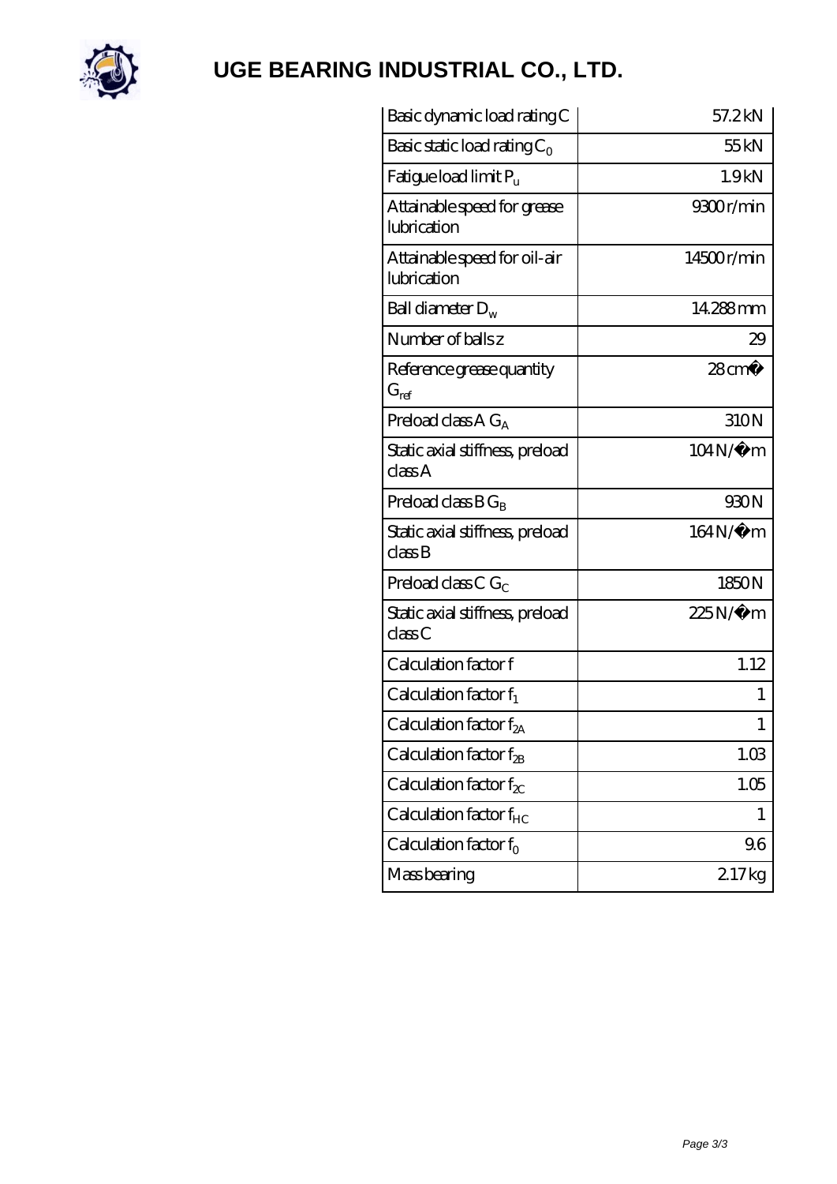# UGE BEARING INDUSTRIAL CO., LTD.

| | |
|---|---|
| Basic dynamic load rating C | 57.2 kN |
| Basic static load rating $C_0$ | 55 kN |
| Fatigue load limit $P_u$ | 1.9 kN |
| Attainable speed for grease lubrication | 9300 r/min |
| Attainable speed for oil-air lubrication | 14500 r/min |
| Ball diameter $D_w$ | 14.288 mm |
| Number of balls z | 29 |
| Reference grease quantity $G_{ref}$ | 28 cm� |
| Preload class A $G_A$ | 310 N |
| Static axial stiffness, preload class A | 104 N/�m |
| Preload class B $G_B$ | 930 N |
| Static axial stiffness, preload class B | 164 N/�m |
| Preload class C $G_C$ | 1850 N |
| Static axial stiffness, preload class C | 225 N/�m |
| Calculation factor f | 1.12 |
| Calculation factor $f_1$ | 1 |
| Calculation factor $f_{2A}$ | 1 |
| Calculation factor $f_{2B}$ | 1.03 |
| Calculation factor $f_{2C}$ | 1.05 |
| Calculation factor $f_{HC}$ | 1 |
| Calculation factor $f_0$ | 9.6 |
| Mass bearing | 2.17 kg |